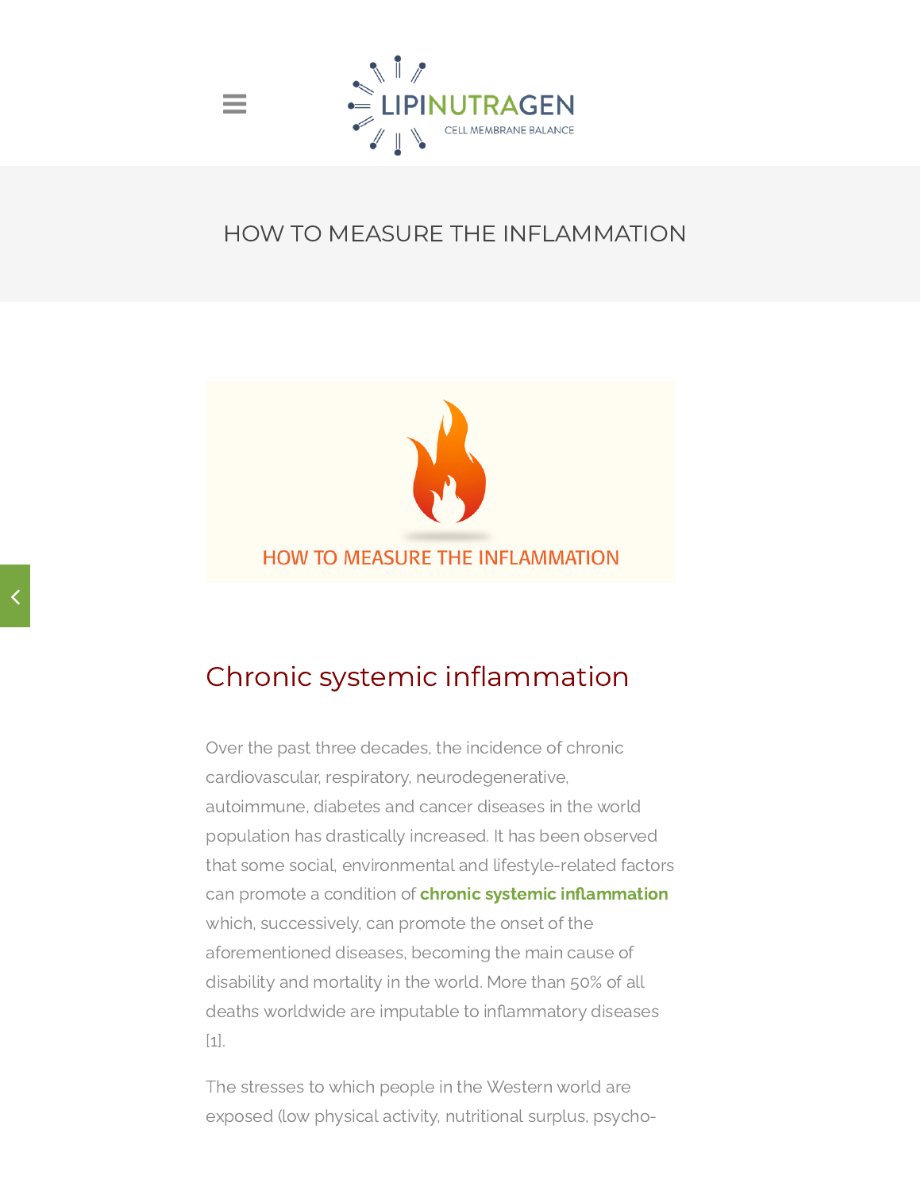# HOW TO MEASURE THE INFLAMMATION

## Chronic systemic inflammation

Over the past three decades, the incidence of chronic cardiovascular, respiratory, neurodegenerative, autoimmune, diabetes and cancer diseases in the world population has drastically increased. It has been observed that some social, environmental and lifestyle-related factors can promote a condition of **chronic systemic inflammation** which, successively, can promote the onset of the aforementioned diseases, becoming the main cause of disability and mortality in the world. More than 50% of all deaths worldwide are imputable to inflammatory diseases [1].

The stresses to which people in the Western world are exposed (low physical activity, nutritional surplus, psycho-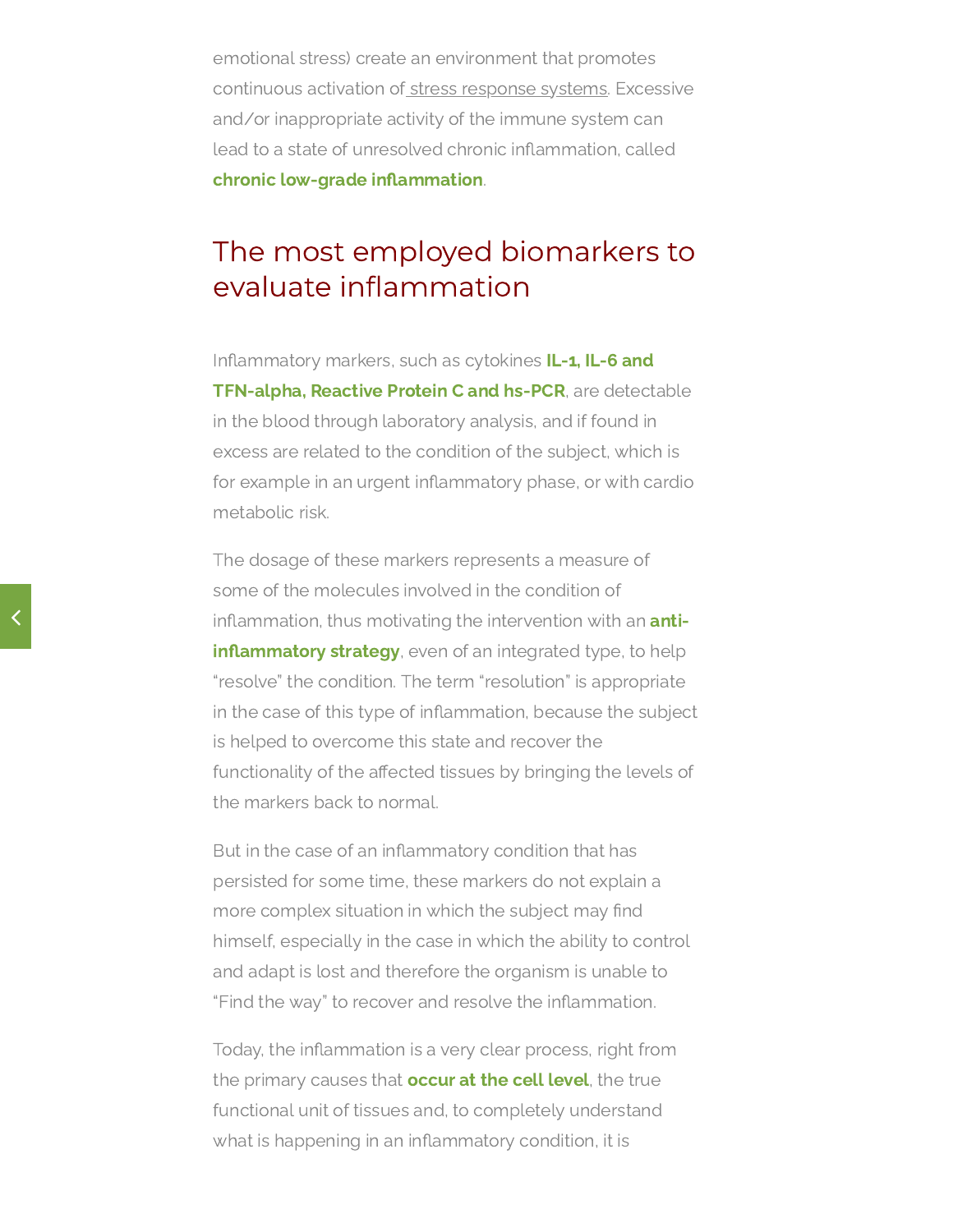emotional stress) create an environment that promotes continuous activation of stress response systems. Excessive and/or inappropriate activity of the immune system can lead to a state of unresolved chronic inflammation, called **chronic low-grade inflammation**.

## The most employed biomarkers to evaluate inflammation

Inflammatory markers, such as cytokines **IL-1, IL-6 and TFN-alpha, Reactive Protein C and hs-PCR**, are detectable in the blood through laboratory analysis, and if found in excess are related to the condition of the subject, which is for example in an urgent inflammatory phase, or with cardio metabolic risk.

The dosage of these markers represents a measure of some of the molecules involved in the condition of inflammation, thus motivating the intervention with an **anti-inflammatory strategy**, even of an integrated type, to help "resolve" the condition. The term "resolution" is appropriate in the case of this type of inflammation, because the subject is helped to overcome this state and recover the functionality of the affected tissues by bringing the levels of the markers back to normal.

But in the case of an inflammatory condition that has persisted for some time, these markers do not explain a more complex situation in which the subject may find himself, especially in the case in which the ability to control and adapt is lost and therefore the organism is unable to "Find the way" to recover and resolve the inflammation.

Today, the inflammation is a very clear process, right from the primary causes that **occur at the cell level**, the true functional unit of tissues and, to completely understand what is happening in an inflammatory condition, it is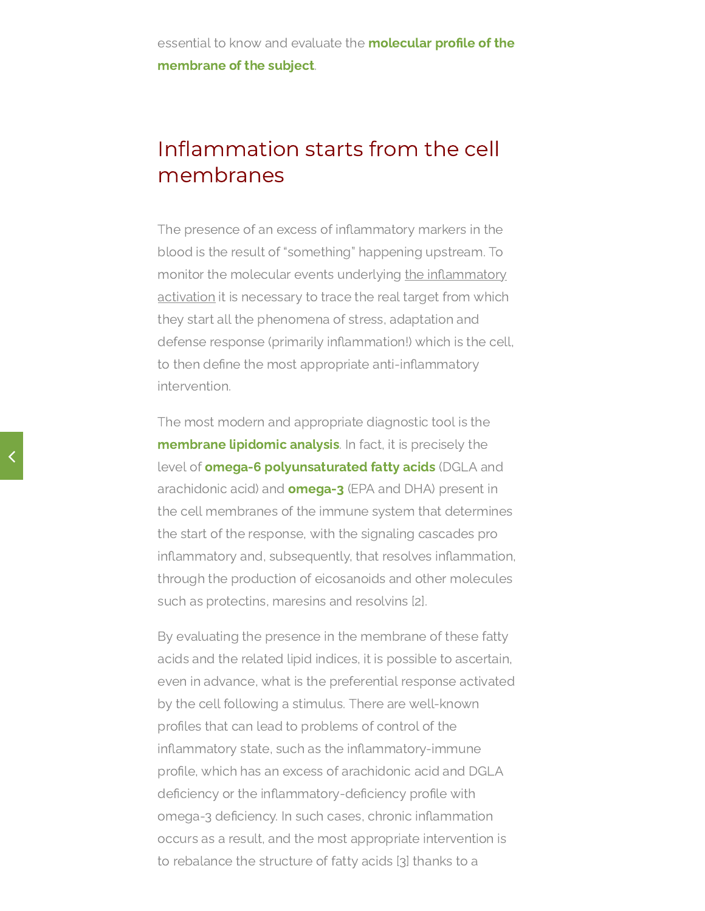essential to know and evaluate the **molecular profile of the membrane of the subject**.

## Inflammation starts from the cell membranes

The presence of an excess of inflammatory markers in the blood is the result of "something" happening upstream. To monitor the molecular events underlying the inflammatory activation it is necessary to trace the real target from which they start all the phenomena of stress, adaptation and defense response (primarily inflammation!) which is the cell, to then define the most appropriate anti-inflammatory intervention.

The most modern and appropriate diagnostic tool is the **membrane lipidomic analysis**. In fact, it is precisely the level of **omega-6 polyunsaturated fatty acids** (DGLA and arachidonic acid) and **omega-3** (EPA and DHA) present in the cell membranes of the immune system that determines the start of the response, with the signaling cascades pro inflammatory and, subsequently, that resolves inflammation, through the production of eicosanoids and other molecules such as protectins, maresins and resolvins [2].

By evaluating the presence in the membrane of these fatty acids and the related lipid indices, it is possible to ascertain, even in advance, what is the preferential response activated by the cell following a stimulus. There are well-known profiles that can lead to problems of control of the inflammatory state, such as the inflammatory-immune profile, which has an excess of arachidonic acid and DGLA deficiency or the inflammatory-deficiency profile with omega-3 deficiency. In such cases, chronic inflammation occurs as a result, and the most appropriate intervention is to rebalance the structure of fatty acids [3] thanks to a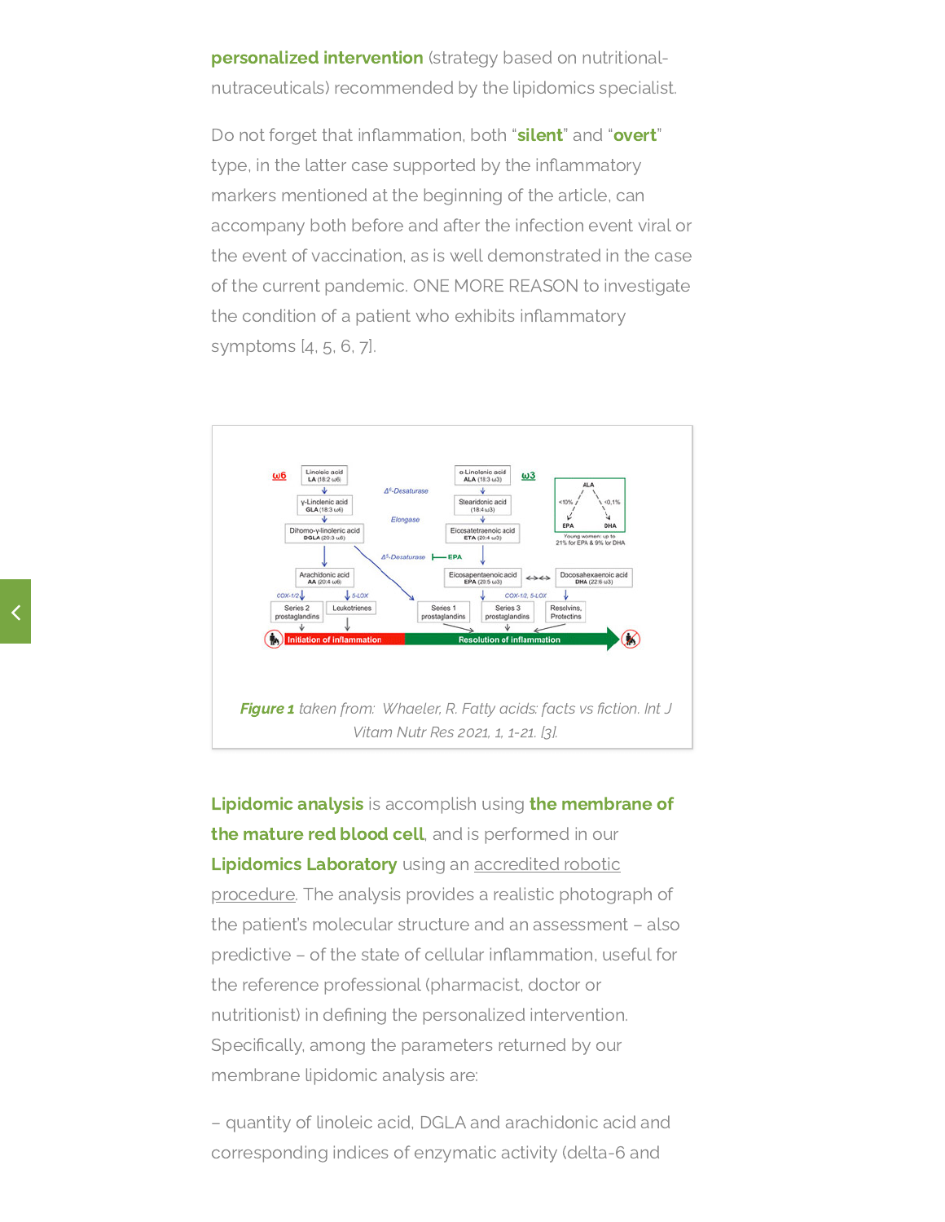**personalized intervention** (strategy based on nutritional-nutraceuticals) recommended by the lipidomics specialist.

Do not forget that inflammation, both "**silent**" and "**overt**" type, in the latter case supported by the inflammatory markers mentioned at the beginning of the article, can accompany both before and after the infection event viral or the event of vaccination, as is well demonstrated in the case of the current pandemic. ONE MORE REASON to investigate the condition of a patient who exhibits inflammatory symptoms [4, 5, 6, 7].

***Figure 1*** *taken from: Whaeler, R. Fatty acids: facts vs fiction. Int J Vitam Nutr Res 2021, 1, 1-21. [3].*

**Lipidomic analysis** is accomplish using **the membrane of the mature red blood cell**, and is performed in our **Lipidomics Laboratory** using an accredited robotic procedure. The analysis provides a realistic photograph of the patient's molecular structure and an assessment – also predictive – of the state of cellular inflammation, useful for the reference professional (pharmacist, doctor or nutritionist) in defining the personalized intervention. Specifically, among the parameters returned by our membrane lipidomic analysis are:

– quantity of linoleic acid, DGLA and arachidonic acid and corresponding indices of enzymatic activity (delta-6 and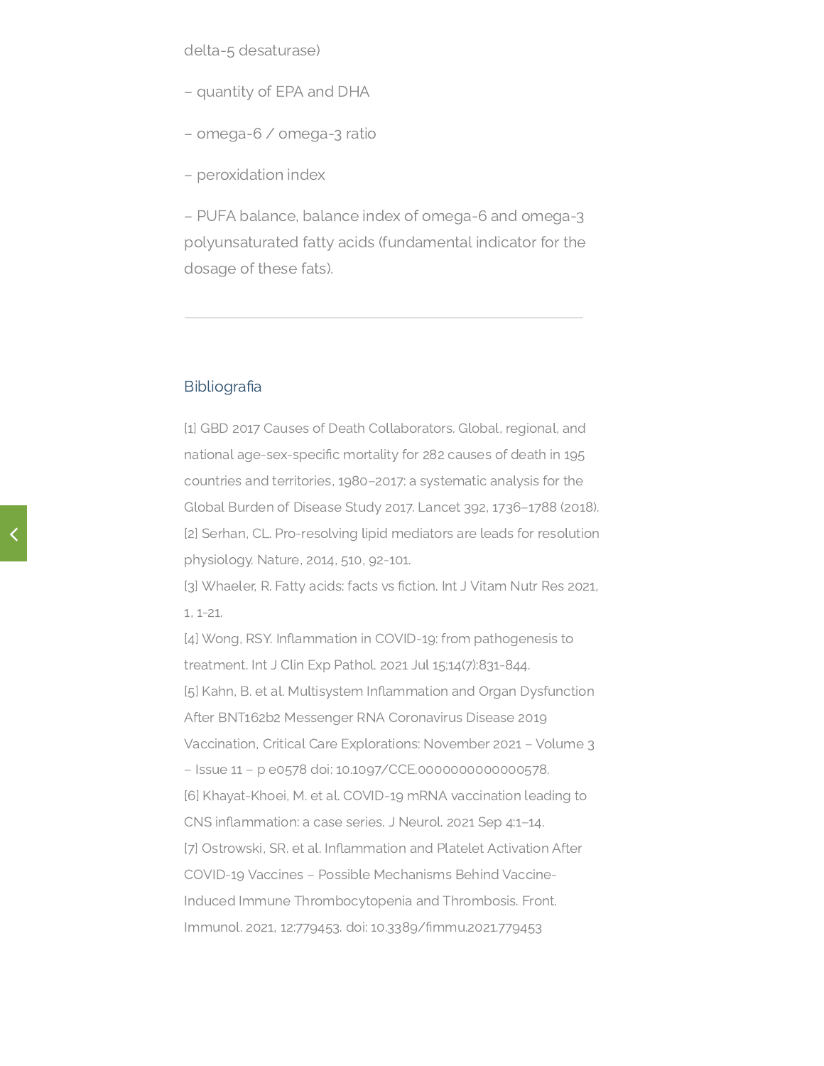delta-5 desaturase)

– quantity of EPA and DHA

– omega-6 / omega-3 ratio

– peroxidation index

– PUFA balance, balance index of omega-6 and omega-3 polyunsaturated fatty acids (fundamental indicator for the dosage of these fats).

---

## Bibliografia

[1] GBD 2017 Causes of Death Collaborators. Global, regional, and national age-sex-specific mortality for 282 causes of death in 195 countries and territories, 1980–2017: a systematic analysis for the Global Burden of Disease Study 2017. Lancet 392, 1736–1788 (2018).

[2] Serhan, CL. Pro-resolving lipid mediators are leads for resolution physiology. Nature, 2014, 510, 92-101.

[3] Whaeler, R. Fatty acids: facts vs fiction. Int J Vitam Nutr Res 2021, 1, 1-21.

[4] Wong, RSY. Inflammation in COVID-19: from pathogenesis to treatment. Int J Clin Exp Pathol. 2021 Jul 15;14(7):831-844.

[5] Kahn, B. et al. Multisystem Inflammation and Organ Dysfunction After BNT162b2 Messenger RNA Coronavirus Disease 2019 Vaccination, Critical Care Explorations: November 2021 – Volume 3 – Issue 11 – p e0578 doi: 10.1097/CCE.0000000000000578.

[6] Khayat-Khoei, M. et al. COVID-19 mRNA vaccination leading to CNS inflammation: a case series. J Neurol. 2021 Sep 4:1–14.

[7] Ostrowski, SR. et al. Inflammation and Platelet Activation After COVID-19 Vaccines – Possible Mechanisms Behind Vaccine-Induced Immune Thrombocytopenia and Thrombosis. Front. Immunol. 2021, 12:779453. doi: 10.3389/fimmu.2021.779453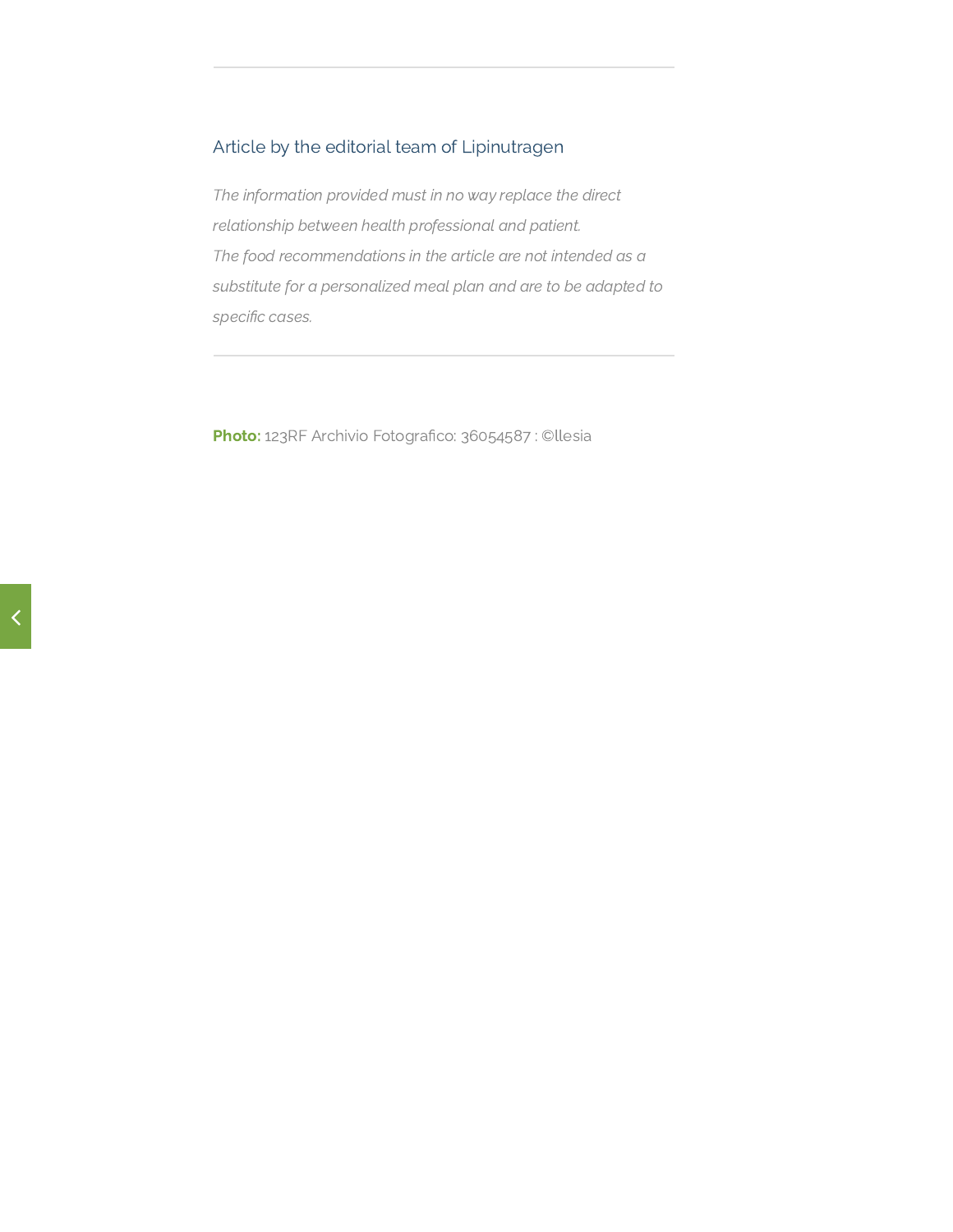---

### Article by the editorial team of Lipinutragen

*The information provided must in no way replace the direct relationship between health professional and patient.*
*The food recommendations in the article are not intended as a substitute for a personalized meal plan and are to be adapted to specific cases.*

---

**Photo:** 123RF Archivio Fotografico: 36054587 : ©llesia